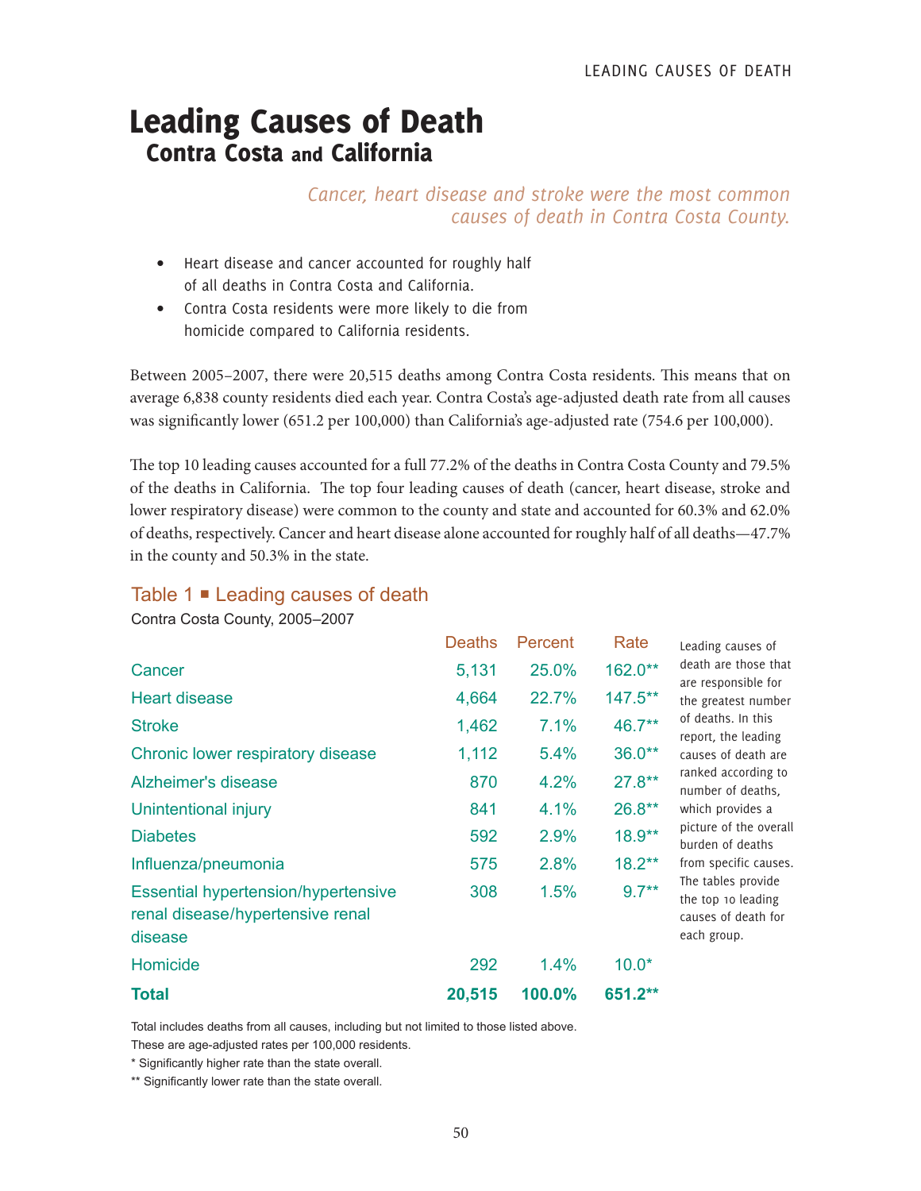# Leading Causes of Death

## Contra Costa and California

*Cancer, heart disease and stroke were the most common causes of death in Contra Costa County.*

- Heart disease and cancer accounted for roughly half of all deaths in Contra Costa and California.
- Contra Costa residents were more likely to die from homicide compared to California residents.

Between 2005–2007, there were 20,515 deaths among Contra Costa residents. This means that on average 6,838 county residents died each year. Contra Costa's age-adjusted death rate from all causes was significantly lower (651.2 per 100,000) than California's age-adjusted rate (754.6 per 100,000).

The top 10 leading causes accounted for a full 77.2% of the deaths in Contra Costa County and 79.5% of the deaths in California. The top four leading causes of death (cancer, heart disease, stroke and lower respiratory disease) were common to the county and state and accounted for 60.3% and 62.0% of deaths, respectively. Cancer and heart disease alone accounted for roughly half of all deaths—47.7% in the county and 50.3% in the state.

### Table 1 ■ Leading causes of death

Contra Costa County, 2005–2007

| | Deaths | Percent | Rate |
|---|---|---|---|
| Cancer | 5,131 | 25.0% | 162.0** |
| Heart disease | 4,664 | 22.7% | 147.5** |
| Stroke | 1,462 | 7.1% | 46.7** |
| Chronic lower respiratory disease | 1,112 | 5.4% | 36.0** |
| Alzheimer's disease | 870 | 4.2% | 27.8** |
| Unintentional injury | 841 | 4.1% | 26.8** |
| Diabetes | 592 | 2.9% | 18.9** |
| Influenza/pneumonia | 575 | 2.8% | 18.2** |
| Essential hypertension/hypertensive renal disease/hypertensive renal disease | 308 | 1.5% | 9.7** |
| Homicide | 292 | 1.4% | 10.0* |
| **Total** | **20,515** | **100.0%** | **651.2**** |

Total includes deaths from all causes, including but not limited to those listed above.
These are age-adjusted rates per 100,000 residents.
* Significantly higher rate than the state overall.
** Significantly lower rate than the state overall.

Leading causes of death are those that are responsible for the greatest number of deaths. In this report, the leading causes of death are ranked according to number of deaths, which provides a picture of the overall burden of deaths from specific causes. The tables provide the top 10 leading causes of death for each group.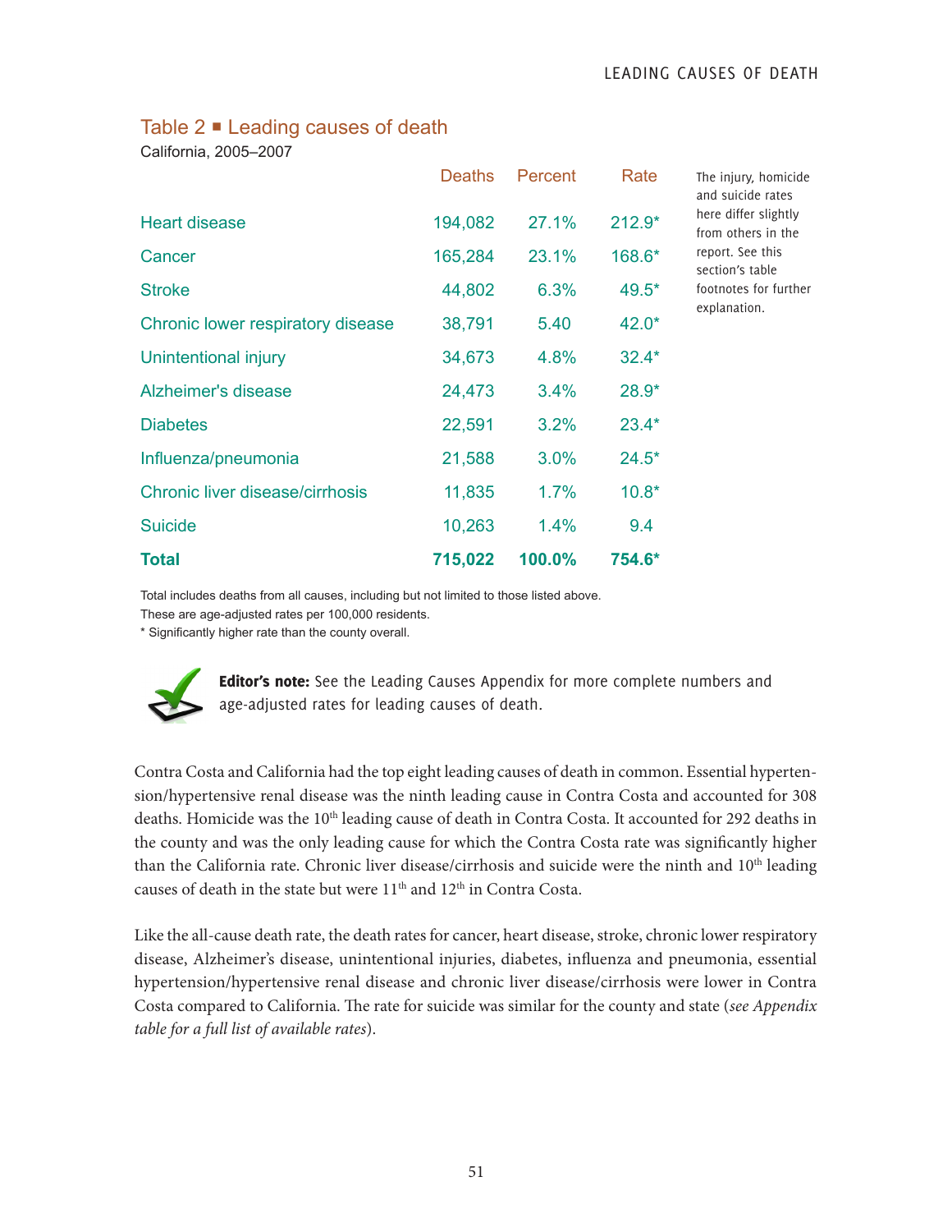## Table 2 ■ Leading causes of death

California, 2005–2007

| | Deaths | Percent | Rate |
|---|---|---|---|
| Heart disease | 194,082 | 27.1% | 212.9* |
| Cancer | 165,284 | 23.1% | 168.6* |
| Stroke | 44,802 | 6.3% | 49.5* |
| Chronic lower respiratory disease | 38,791 | 5.40 | 42.0* |
| Unintentional injury | 34,673 | 4.8% | 32.4* |
| Alzheimer's disease | 24,473 | 3.4% | 28.9* |
| Diabetes | 22,591 | 3.2% | 23.4* |
| Influenza/pneumonia | 21,588 | 3.0% | 24.5* |
| Chronic liver disease/cirrhosis | 11,835 | 1.7% | 10.8* |
| Suicide | 10,263 | 1.4% | 9.4 |
| **Total** | **715,022** | **100.0%** | **754.6*** |

The injury, homicide and suicide rates here differ slightly from others in the report. See this section's table footnotes for further explanation.

Total includes deaths from all causes, including but not limited to those listed above.
These are age-adjusted rates per 100,000 residents.
* Significantly higher rate than the county overall.

**Editor's note:** See the Leading Causes Appendix for more complete numbers and age-adjusted rates for leading causes of death.

Contra Costa and California had the top eight leading causes of death in common. Essential hypertension/hypertensive renal disease was the ninth leading cause in Contra Costa and accounted for 308 deaths. Homicide was the 10th leading cause of death in Contra Costa. It accounted for 292 deaths in the county and was the only leading cause for which the Contra Costa rate was significantly higher than the California rate. Chronic liver disease/cirrhosis and suicide were the ninth and 10th leading causes of death in the state but were 11th and 12th in Contra Costa.

Like the all-cause death rate, the death rates for cancer, heart disease, stroke, chronic lower respiratory disease, Alzheimer's disease, unintentional injuries, diabetes, influenza and pneumonia, essential hypertension/hypertensive renal disease and chronic liver disease/cirrhosis were lower in Contra Costa compared to California. The rate for suicide was similar for the county and state (*see Appendix table for a full list of available rates*).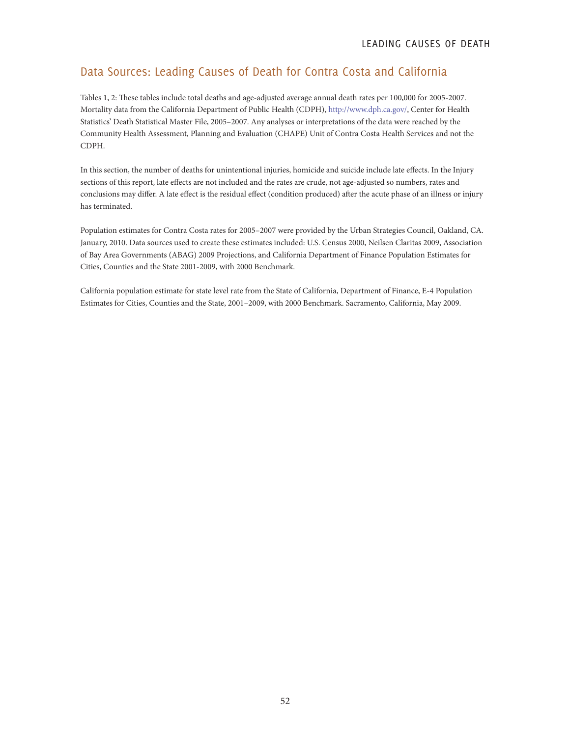## Data Sources: Leading Causes of Death for Contra Costa and California

Tables 1, 2: These tables include total deaths and age-adjusted average annual death rates per 100,000 for 2005-2007. Mortality data from the California Department of Public Health (CDPH), http://www.dph.ca.gov/, Center for Health Statistics' Death Statistical Master File, 2005–2007. Any analyses or interpretations of the data were reached by the Community Health Assessment, Planning and Evaluation (CHAPE) Unit of Contra Costa Health Services and not the CDPH.

In this section, the number of deaths for unintentional injuries, homicide and suicide include late effects. In the Injury sections of this report, late effects are not included and the rates are crude, not age-adjusted so numbers, rates and conclusions may differ. A late effect is the residual effect (condition produced) after the acute phase of an illness or injury has terminated.

Population estimates for Contra Costa rates for 2005–2007 were provided by the Urban Strategies Council, Oakland, CA. January, 2010. Data sources used to create these estimates included: U.S. Census 2000, Neilsen Claritas 2009, Association of Bay Area Governments (ABAG) 2009 Projections, and California Department of Finance Population Estimates for Cities, Counties and the State 2001-2009, with 2000 Benchmark.

California population estimate for state level rate from the State of California, Department of Finance, E-4 Population Estimates for Cities, Counties and the State, 2001–2009, with 2000 Benchmark. Sacramento, California, May 2009.